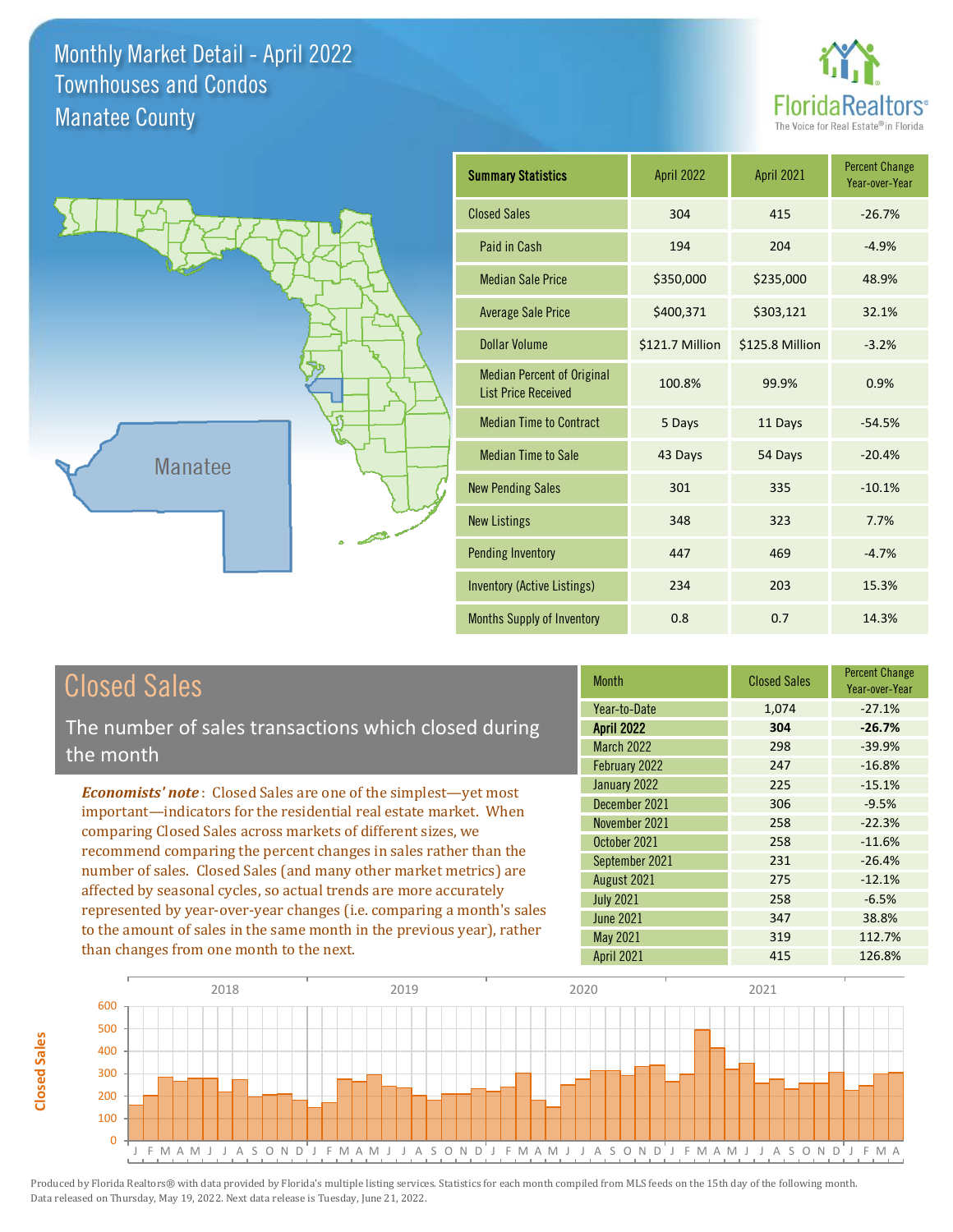# Monthly Market Detail - April 2022
## Townhouses and Condos
## Manatee County

FloridaRealtors® The Voice for Real Estate® in Florida

| Summary Statistics | April 2022 | April 2021 | Percent Change Year-over-Year |
|---|---|---|---|
| Closed Sales | 304 | 415 | -26.7% |
| Paid in Cash | 194 | 204 | -4.9% |
| Median Sale Price | $350,000 | $235,000 | 48.9% |
| Average Sale Price | $400,371 | $303,121 | 32.1% |
| Dollar Volume | $121.7 Million | $125.8 Million | -3.2% |
| Median Percent of Original List Price Received | 100.8% | 99.9% | 0.9% |
| Median Time to Contract | 5 Days | 11 Days | -54.5% |
| Median Time to Sale | 43 Days | 54 Days | -20.4% |
| New Pending Sales | 301 | 335 | -10.1% |
| New Listings | 348 | 323 | 7.7% |
| Pending Inventory | 447 | 469 | -4.7% |
| Inventory (Active Listings) | 234 | 203 | 15.3% |
| Months Supply of Inventory | 0.8 | 0.7 | 14.3% |

## Closed Sales

The number of sales transactions which closed during the month

***Economists' note***: Closed Sales are one of the simplest—yet most important—indicators for the residential real estate market. When comparing Closed Sales across markets of different sizes, we recommend comparing the percent changes in sales rather than the number of sales. Closed Sales (and many other market metrics) are affected by seasonal cycles, so actual trends are more accurately represented by year-over-year changes (i.e. comparing a month's sales to the amount of sales in the same month in the previous year), rather than changes from one month to the next.

| Month | Closed Sales | Percent Change Year-over-Year |
|---|---|---|
| Year-to-Date | 1,074 | -27.1% |
| **April 2022** | **304** | **-26.7%** |
| March 2022 | 298 | -39.9% |
| February 2022 | 247 | -16.8% |
| January 2022 | 225 | -15.1% |
| December 2021 | 306 | -9.5% |
| November 2021 | 258 | -22.3% |
| October 2021 | 258 | -11.6% |
| September 2021 | 231 | -26.4% |
| August 2021 | 275 | -12.1% |
| July 2021 | 258 | -6.5% |
| June 2021 | 347 | 38.8% |
| May 2021 | 319 | 112.7% |
| April 2021 | 415 | 126.8% |

Produced by Florida Realtors® with data provided by Florida's multiple listing services. Statistics for each month compiled from MLS feeds on the 15th day of the following month. Data released on Thursday, May 19, 2022. Next data release is Tuesday, June 21, 2022.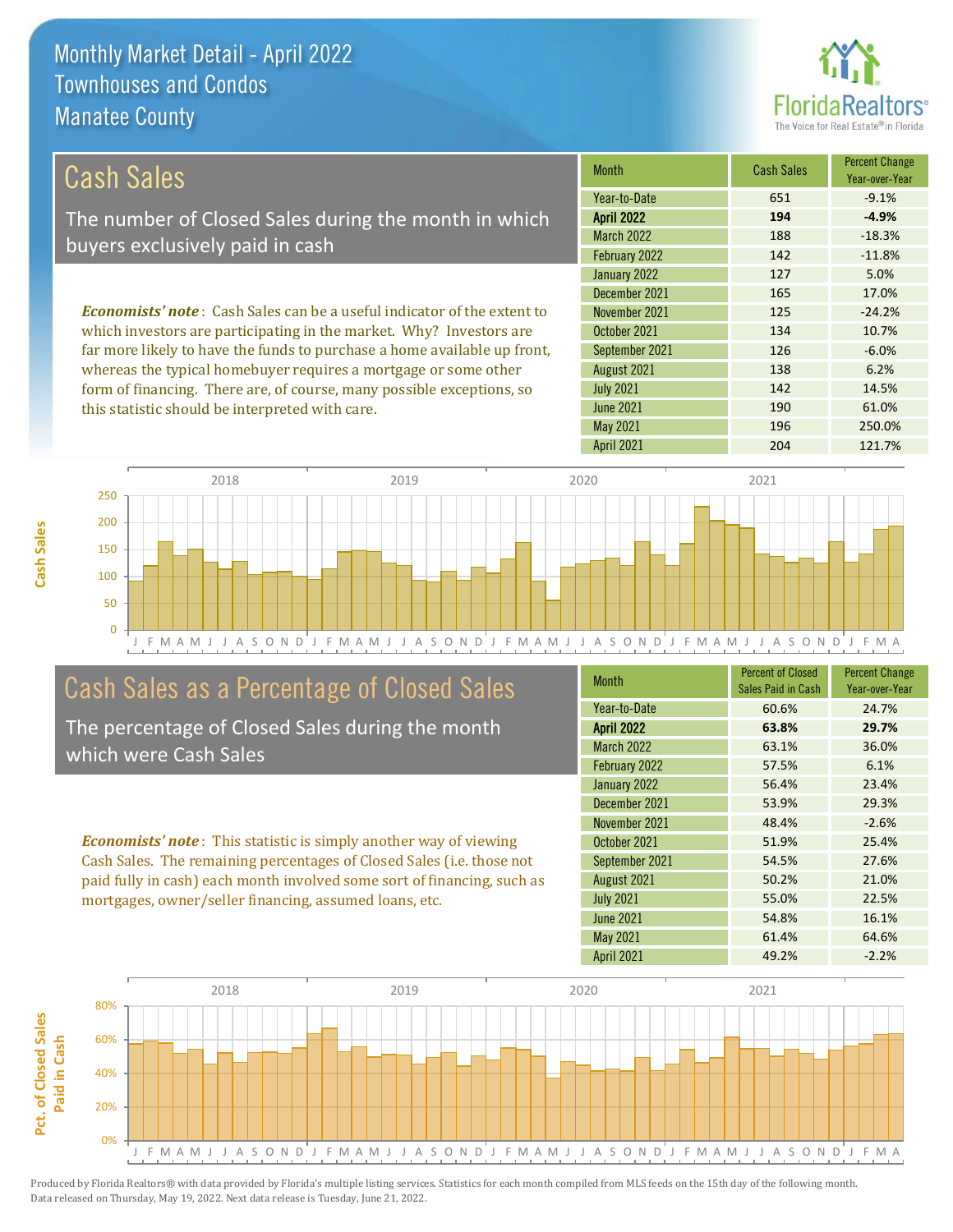# Monthly Market Detail - April 2022
## Townhouses and Condos
## Manatee County

## Cash Sales

The number of Closed Sales during the month in which buyers exclusively paid in cash

***Economists' note***: Cash Sales can be a useful indicator of the extent to which investors are participating in the market. Why? Investors are far more likely to have the funds to purchase a home available up front, whereas the typical homebuyer requires a mortgage or some other form of financing. There are, of course, many possible exceptions, so this statistic should be interpreted with care.

| Month | Cash Sales | Percent Change Year-over-Year |
|---|---|---|
| Year-to-Date | 651 | -9.1% |
| **April 2022** | **194** | **-4.9%** |
| March 2022 | 188 | -18.3% |
| February 2022 | 142 | -11.8% |
| January 2022 | 127 | 5.0% |
| December 2021 | 165 | 17.0% |
| November 2021 | 125 | -24.2% |
| October 2021 | 134 | 10.7% |
| September 2021 | 126 | -6.0% |
| August 2021 | 138 | 6.2% |
| July 2021 | 142 | 14.5% |
| June 2021 | 190 | 61.0% |
| May 2021 | 196 | 250.0% |
| April 2021 | 204 | 121.7% |

## Cash Sales as a Percentage of Closed Sales

The percentage of Closed Sales during the month which were Cash Sales

***Economists' note***: This statistic is simply another way of viewing Cash Sales. The remaining percentages of Closed Sales (i.e. those not paid fully in cash) each month involved some sort of financing, such as mortgages, owner/seller financing, assumed loans, etc.

| Month | Percent of Closed Sales Paid in Cash | Percent Change Year-over-Year |
|---|---|---|
| Year-to-Date | 60.6% | 24.7% |
| **April 2022** | **63.8%** | **29.7%** |
| March 2022 | 63.1% | 36.0% |
| February 2022 | 57.5% | 6.1% |
| January 2022 | 56.4% | 23.4% |
| December 2021 | 53.9% | 29.3% |
| November 2021 | 48.4% | -2.6% |
| October 2021 | 51.9% | 25.4% |
| September 2021 | 54.5% | 27.6% |
| August 2021 | 50.2% | 21.0% |
| July 2021 | 55.0% | 22.5% |
| June 2021 | 54.8% | 16.1% |
| May 2021 | 61.4% | 64.6% |
| April 2021 | 49.2% | -2.2% |

Produced by Florida Realtors® with data provided by Florida's multiple listing services. Statistics for each month compiled from MLS feeds on the 15th day of the following month. Data released on Thursday, May 19, 2022. Next data release is Tuesday, June 21, 2022.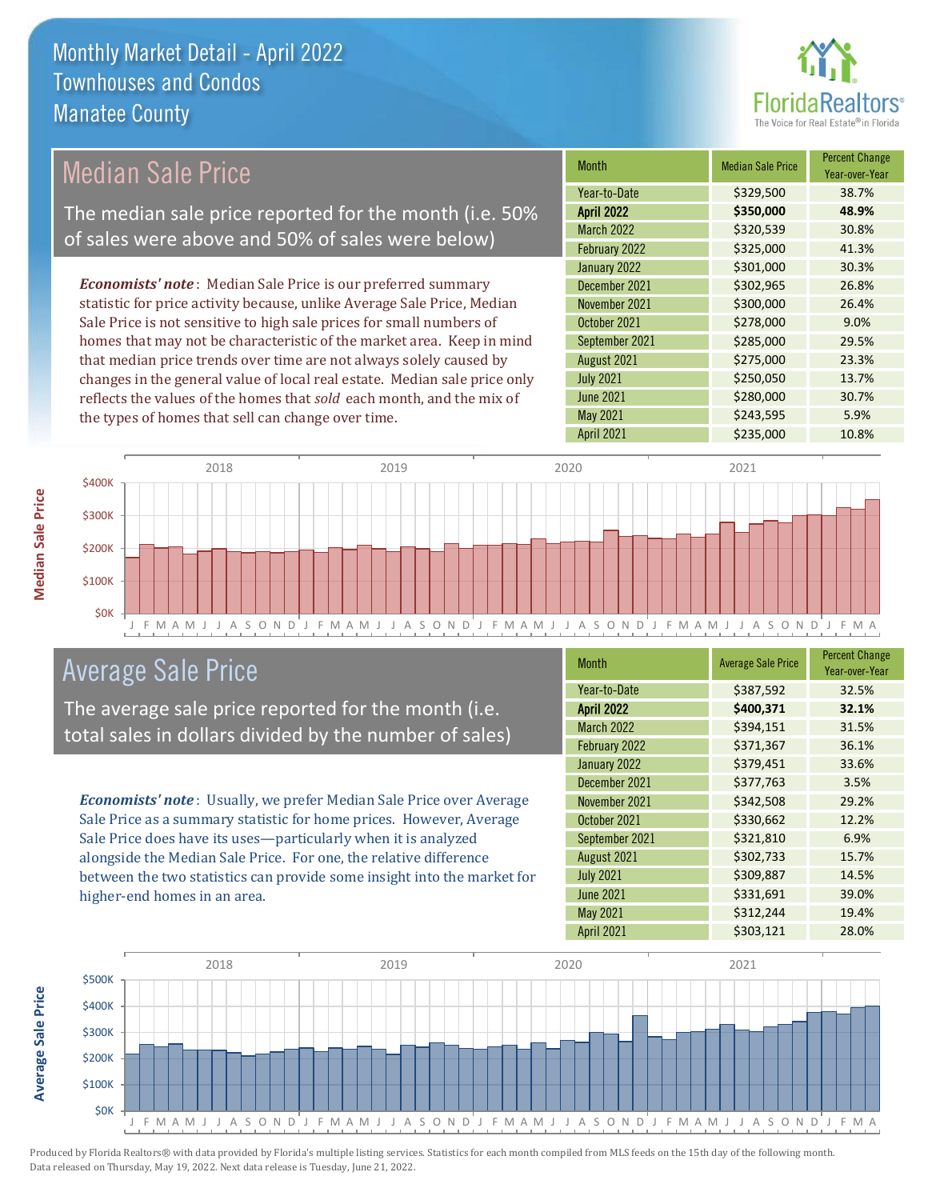# Monthly Market Detail - April 2022
## Townhouses and Condos
## Manatee County

## Median Sale Price

The median sale price reported for the month (i.e. 50% of sales were above and 50% of sales were below)

***Economists' note***: Median Sale Price is our preferred summary statistic for price activity because, unlike Average Sale Price, Median Sale Price is not sensitive to high sale prices for small numbers of homes that may not be characteristic of the market area. Keep in mind that median price trends over time are not always solely caused by changes in the general value of local real estate. Median sale price only reflects the values of the homes that *sold* each month, and the mix of the types of homes that sell can change over time.

| Month | Median Sale Price | Percent Change Year-over-Year |
|---|---|---|
| Year-to-Date | $329,500 | 38.7% |
| **April 2022** | **$350,000** | **48.9%** |
| March 2022 | $320,539 | 30.8% |
| February 2022 | $325,000 | 41.3% |
| January 2022 | $301,000 | 30.3% |
| December 2021 | $302,965 | 26.8% |
| November 2021 | $300,000 | 26.4% |
| October 2021 | $278,000 | 9.0% |
| September 2021 | $285,000 | 29.5% |
| August 2021 | $275,000 | 23.3% |
| July 2021 | $250,050 | 13.7% |
| June 2021 | $280,000 | 30.7% |
| May 2021 | $243,595 | 5.9% |
| April 2021 | $235,000 | 10.8% |

## Average Sale Price

The average sale price reported for the month (i.e. total sales in dollars divided by the number of sales)

***Economists' note***: Usually, we prefer Median Sale Price over Average Sale Price as a summary statistic for home prices. However, Average Sale Price does have its uses—particularly when it is analyzed alongside the Median Sale Price. For one, the relative difference between the two statistics can provide some insight into the market for higher-end homes in an area.

| Month | Average Sale Price | Percent Change Year-over-Year |
|---|---|---|
| Year-to-Date | $387,592 | 32.5% |
| **April 2022** | **$400,371** | **32.1%** |
| March 2022 | $394,151 | 31.5% |
| February 2022 | $371,367 | 36.1% |
| January 2022 | $379,451 | 33.6% |
| December 2021 | $377,763 | 3.5% |
| November 2021 | $342,508 | 29.2% |
| October 2021 | $330,662 | 12.2% |
| September 2021 | $321,810 | 6.9% |
| August 2021 | $302,733 | 15.7% |
| July 2021 | $309,887 | 14.5% |
| June 2021 | $331,691 | 39.0% |
| May 2021 | $312,244 | 19.4% |
| April 2021 | $303,121 | 28.0% |

Produced by Florida Realtors® with data provided by Florida's multiple listing services. Statistics for each month compiled from MLS feeds on the 15th day of the following month. Data released on Thursday, May 19, 2022. Next data release is Tuesday, June 21, 2022.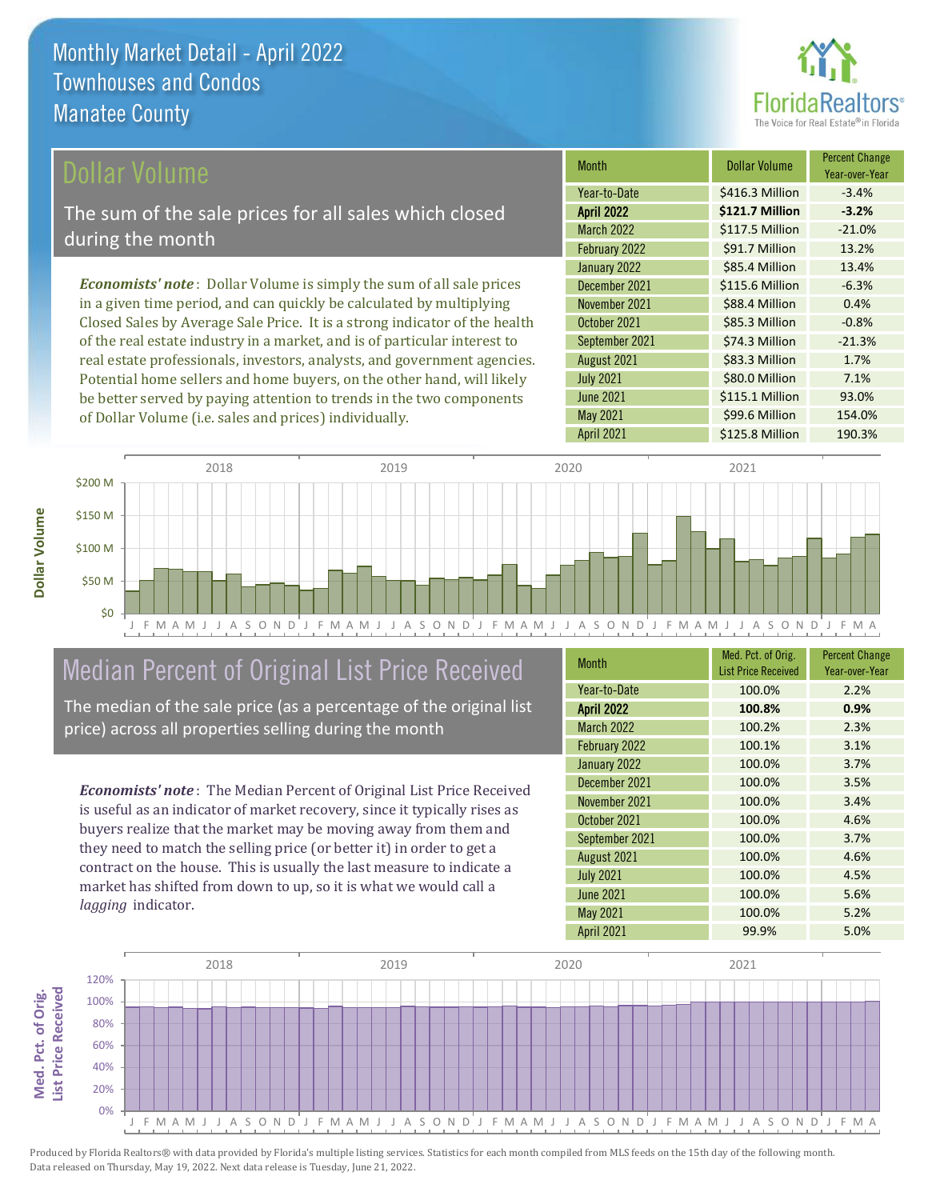# Monthly Market Detail - April 2022
## Townhouses and Condos
## Manatee County

## Dollar Volume

The sum of the sale prices for all sales which closed during the month

*Economists' note*: Dollar Volume is simply the sum of all sale prices in a given time period, and can quickly be calculated by multiplying Closed Sales by Average Sale Price. It is a strong indicator of the health of the real estate industry in a market, and is of particular interest to real estate professionals, investors, analysts, and government agencies. Potential home sellers and home buyers, on the other hand, will likely be better served by paying attention to trends in the two components of Dollar Volume (i.e. sales and prices) individually.

| Month | Dollar Volume | Percent Change Year-over-Year |
|---|---|---|
| Year-to-Date | $416.3 Million | -3.4% |
| **April 2022** | **$121.7 Million** | **-3.2%** |
| March 2022 | $117.5 Million | -21.0% |
| February 2022 | $91.7 Million | 13.2% |
| January 2022 | $85.4 Million | 13.4% |
| December 2021 | $115.6 Million | -6.3% |
| November 2021 | $88.4 Million | 0.4% |
| October 2021 | $85.3 Million | -0.8% |
| September 2021 | $74.3 Million | -21.3% |
| August 2021 | $83.3 Million | 1.7% |
| July 2021 | $80.0 Million | 7.1% |
| June 2021 | $115.1 Million | 93.0% |
| May 2021 | $99.6 Million | 154.0% |
| April 2021 | $125.8 Million | 190.3% |

## Median Percent of Original List Price Received

The median of the sale price (as a percentage of the original list price) across all properties selling during the month

*Economists' note*: The Median Percent of Original List Price Received is useful as an indicator of market recovery, since it typically rises as buyers realize that the market may be moving away from them and they need to match the selling price (or better it) in order to get a contract on the house. This is usually the last measure to indicate a market has shifted from down to up, so it is what we would call a *lagging* indicator.

| Month | Med. Pct. of Orig. List Price Received | Percent Change Year-over-Year |
|---|---|---|
| Year-to-Date | 100.0% | 2.2% |
| **April 2022** | **100.8%** | **0.9%** |
| March 2022 | 100.2% | 2.3% |
| February 2022 | 100.1% | 3.1% |
| January 2022 | 100.0% | 3.7% |
| December 2021 | 100.0% | 3.5% |
| November 2021 | 100.0% | 3.4% |
| October 2021 | 100.0% | 4.6% |
| September 2021 | 100.0% | 3.7% |
| August 2021 | 100.0% | 4.6% |
| July 2021 | 100.0% | 4.5% |
| June 2021 | 100.0% | 5.6% |
| May 2021 | 100.0% | 5.2% |
| April 2021 | 99.9% | 5.0% |

Produced by Florida Realtors® with data provided by Florida's multiple listing services. Statistics for each month compiled from MLS feeds on the 15th day of the following month. Data released on Thursday, May 19, 2022. Next data release is Tuesday, June 21, 2022.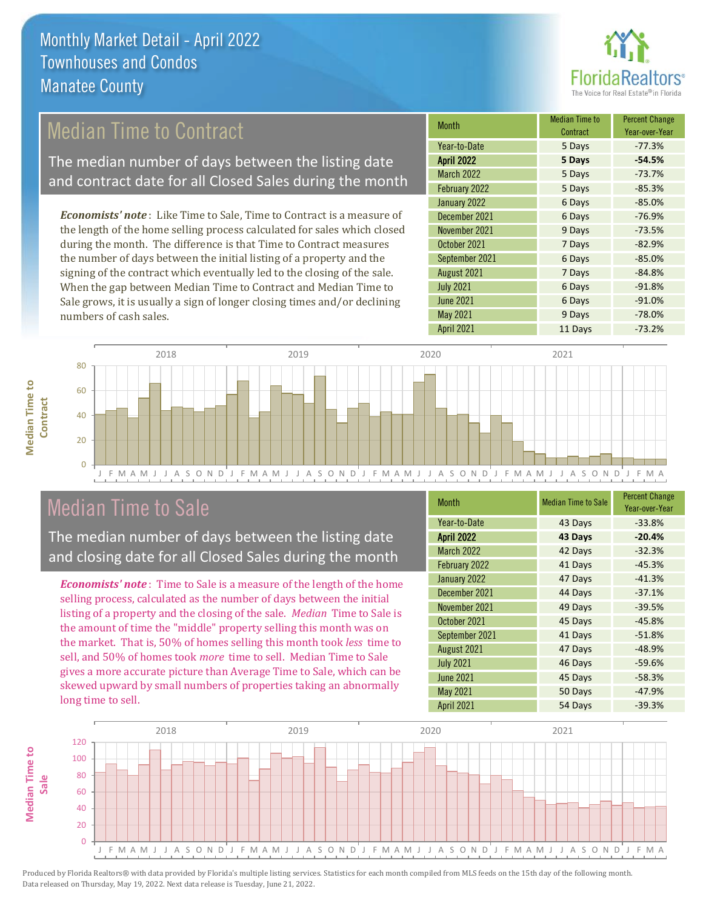# Monthly Market Detail - April 2022
## Townhouses and Condos
## Manatee County

## Median Time to Contract

The median number of days between the listing date and contract date for all Closed Sales during the month

*Economists' note*: Like Time to Sale, Time to Contract is a measure of the length of the home selling process calculated for sales which closed during the month. The difference is that Time to Contract measures the number of days between the initial listing of a property and the signing of the contract which eventually led to the closing of the sale. When the gap between Median Time to Contract and Median Time to Sale grows, it is usually a sign of longer closing times and/or declining numbers of cash sales.

| Month | Median Time to Contract | Percent Change Year-over-Year |
|---|---|---|
| Year-to-Date | 5 Days | -77.3% |
| **April 2022** | **5 Days** | **-54.5%** |
| March 2022 | 5 Days | -73.7% |
| February 2022 | 5 Days | -85.3% |
| January 2022 | 6 Days | -85.0% |
| December 2021 | 6 Days | -76.9% |
| November 2021 | 9 Days | -73.5% |
| October 2021 | 7 Days | -82.9% |
| September 2021 | 6 Days | -85.0% |
| August 2021 | 7 Days | -84.8% |
| July 2021 | 6 Days | -91.8% |
| June 2021 | 6 Days | -91.0% |
| May 2021 | 9 Days | -78.0% |
| April 2021 | 11 Days | -73.2% |

## Median Time to Sale

The median number of days between the listing date and closing date for all Closed Sales during the month

*Economists' note*: Time to Sale is a measure of the length of the home selling process, calculated as the number of days between the initial listing of a property and the closing of the sale. *Median* Time to Sale is the amount of time the "middle" property selling this month was on the market. That is, 50% of homes selling this month took *less* time to sell, and 50% of homes took *more* time to sell. Median Time to Sale gives a more accurate picture than Average Time to Sale, which can be skewed upward by small numbers of properties taking an abnormally long time to sell.

| Month | Median Time to Sale | Percent Change Year-over-Year |
|---|---|---|
| Year-to-Date | 43 Days | -33.8% |
| **April 2022** | **43 Days** | **-20.4%** |
| March 2022 | 42 Days | -32.3% |
| February 2022 | 41 Days | -45.3% |
| January 2022 | 47 Days | -41.3% |
| December 2021 | 44 Days | -37.1% |
| November 2021 | 49 Days | -39.5% |
| October 2021 | 45 Days | -45.8% |
| September 2021 | 41 Days | -51.8% |
| August 2021 | 47 Days | -48.9% |
| July 2021 | 46 Days | -59.6% |
| June 2021 | 45 Days | -58.3% |
| May 2021 | 50 Days | -47.9% |
| April 2021 | 54 Days | -39.3% |

Produced by Florida Realtors® with data provided by Florida's multiple listing services. Statistics for each month compiled from MLS feeds on the 15th day of the following month. Data released on Thursday, May 19, 2022. Next data release is Tuesday, June 21, 2022.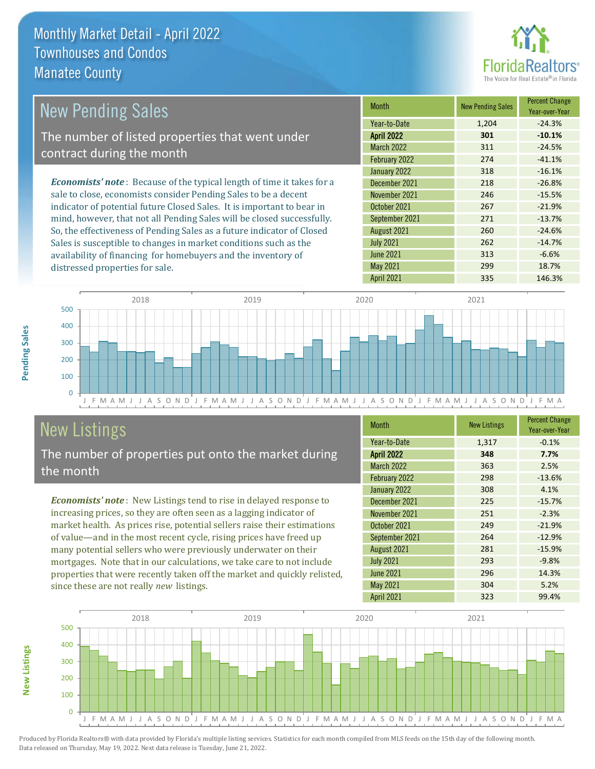# Monthly Market Detail - April 2022
## Townhouses and Condos
## Manatee County

## New Pending Sales

The number of listed properties that went under contract during the month

*Economists' note*: Because of the typical length of time it takes for a sale to close, economists consider Pending Sales to be a decent indicator of potential future Closed Sales. It is important to bear in mind, however, that not all Pending Sales will be closed successfully. So, the effectiveness of Pending Sales as a future indicator of Closed Sales is susceptible to changes in market conditions such as the availability of financing for homebuyers and the inventory of distressed properties for sale.

| Month | New Pending Sales | Percent Change Year-over-Year |
|---|---|---|
| Year-to-Date | 1,204 | -24.3% |
| **April 2022** | **301** | **-10.1%** |
| March 2022 | 311 | -24.5% |
| February 2022 | 274 | -41.1% |
| January 2022 | 318 | -16.1% |
| December 2021 | 218 | -26.8% |
| November 2021 | 246 | -15.5% |
| October 2021 | 267 | -21.9% |
| September 2021 | 271 | -13.7% |
| August 2021 | 260 | -24.6% |
| July 2021 | 262 | -14.7% |
| June 2021 | 313 | -6.6% |
| May 2021 | 299 | 18.7% |
| April 2021 | 335 | 146.3% |

## New Listings

The number of properties put onto the market during the month

*Economists' note*: New Listings tend to rise in delayed response to increasing prices, so they are often seen as a lagging indicator of market health. As prices rise, potential sellers raise their estimations of value—and in the most recent cycle, rising prices have freed up many potential sellers who were previously underwater on their mortgages. Note that in our calculations, we take care to not include properties that were recently taken off the market and quickly relisted, since these are not really *new* listings.

| Month | New Listings | Percent Change Year-over-Year |
|---|---|---|
| Year-to-Date | 1,317 | -0.1% |
| **April 2022** | **348** | **7.7%** |
| March 2022 | 363 | 2.5% |
| February 2022 | 298 | -13.6% |
| January 2022 | 308 | 4.1% |
| December 2021 | 225 | -15.7% |
| November 2021 | 251 | -2.3% |
| October 2021 | 249 | -21.9% |
| September 2021 | 264 | -12.9% |
| August 2021 | 281 | -15.9% |
| July 2021 | 293 | -9.8% |
| June 2021 | 296 | 14.3% |
| May 2021 | 304 | 5.2% |
| April 2021 | 323 | 99.4% |

Produced by Florida Realtors® with data provided by Florida's multiple listing services. Statistics for each month compiled from MLS feeds on the 15th day of the following month. Data released on Thursday, May 19, 2022. Next data release is Tuesday, June 21, 2022.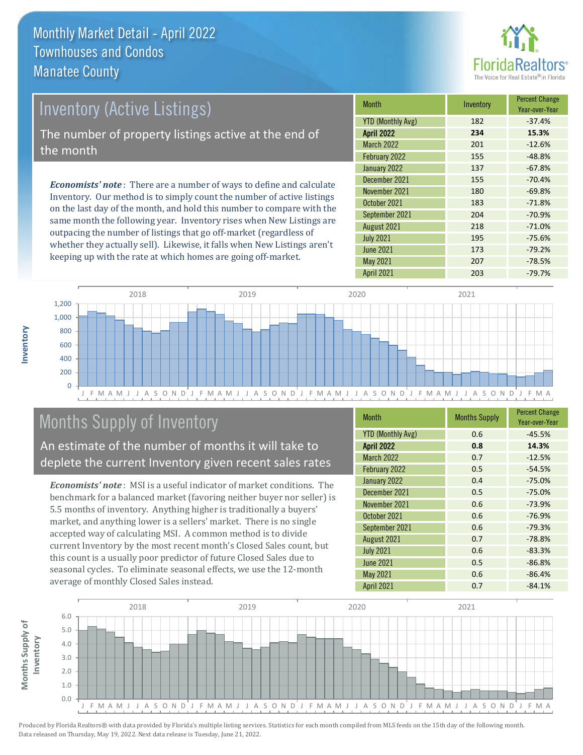# Monthly Market Detail - April 2022
## Townhouses and Condos
## Manatee County

## Inventory (Active Listings)

The number of property listings active at the end of the month

***Economists' note***: There are a number of ways to define and calculate Inventory. Our method is to simply count the number of active listings on the last day of the month, and hold this number to compare with the same month the following year. Inventory rises when New Listings are outpacing the number of listings that go off-market (regardless of whether they actually sell). Likewise, it falls when New Listings aren't keeping up with the rate at which homes are going off-market.

| Month | Inventory | Percent Change Year-over-Year |
|---|---|---|
| YTD (Monthly Avg) | 182 | -37.4% |
| **April 2022** | **234** | **15.3%** |
| March 2022 | 201 | -12.6% |
| February 2022 | 155 | -48.8% |
| January 2022 | 137 | -67.8% |
| December 2021 | 155 | -70.4% |
| November 2021 | 180 | -69.8% |
| October 2021 | 183 | -71.8% |
| September 2021 | 204 | -70.9% |
| August 2021 | 218 | -71.0% |
| July 2021 | 195 | -75.6% |
| June 2021 | 173 | -79.2% |
| May 2021 | 207 | -78.5% |
| April 2021 | 203 | -79.7% |

## Months Supply of Inventory

An estimate of the number of months it will take to deplete the current Inventory given recent sales rates

***Economists' note***: MSI is a useful indicator of market conditions. The benchmark for a balanced market (favoring neither buyer nor seller) is 5.5 months of inventory. Anything higher is traditionally a buyers' market, and anything lower is a sellers' market. There is no single accepted way of calculating MSI. A common method is to divide current Inventory by the most recent month's Closed Sales count, but this count is a usually poor predictor of future Closed Sales due to seasonal cycles. To eliminate seasonal effects, we use the 12-month average of monthly Closed Sales instead.

| Month | Months Supply | Percent Change Year-over-Year |
|---|---|---|
| YTD (Monthly Avg) | 0.6 | -45.5% |
| **April 2022** | **0.8** | **14.3%** |
| March 2022 | 0.7 | -12.5% |
| February 2022 | 0.5 | -54.5% |
| January 2022 | 0.4 | -75.0% |
| December 2021 | 0.5 | -75.0% |
| November 2021 | 0.6 | -73.9% |
| October 2021 | 0.6 | -76.9% |
| September 2021 | 0.6 | -79.3% |
| August 2021 | 0.7 | -78.8% |
| July 2021 | 0.6 | -83.3% |
| June 2021 | 0.5 | -86.8% |
| May 2021 | 0.6 | -86.4% |
| April 2021 | 0.7 | -84.1% |

Produced by Florida Realtors® with data provided by Florida's multiple listing services. Statistics for each month compiled from MLS feeds on the 15th day of the following month. Data released on Thursday, May 19, 2022. Next data release is Tuesday, June 21, 2022.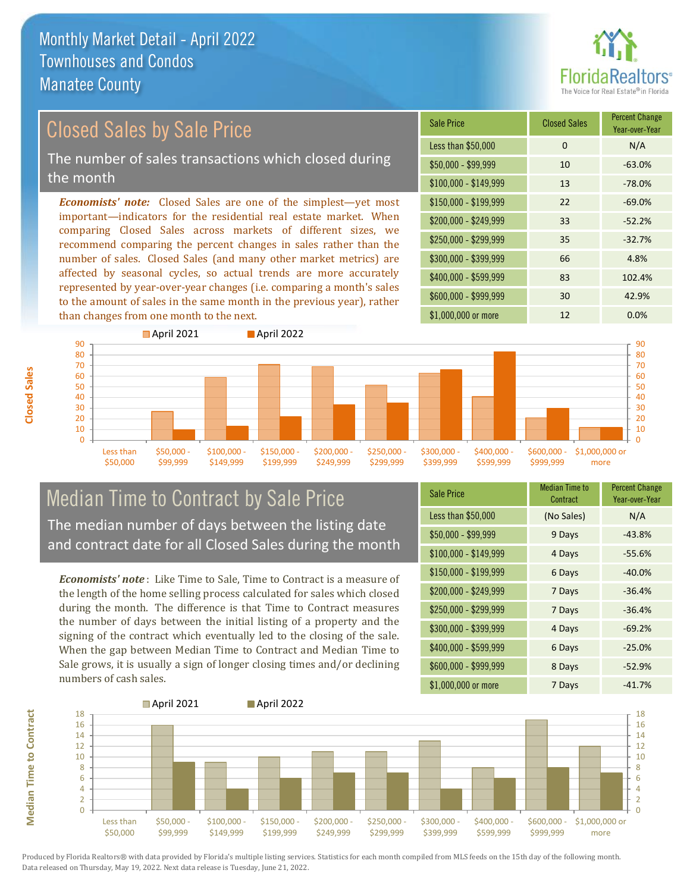# Monthly Market Detail - April 2022
## Townhouses and Condos
## Manatee County

## Closed Sales by Sale Price

The number of sales transactions which closed during the month

*Economists' note:* Closed Sales are one of the simplest—yet most important—indicators for the residential real estate market. When comparing Closed Sales across markets of different sizes, we recommend comparing the percent changes in sales rather than the number of sales. Closed Sales (and many other market metrics) are affected by seasonal cycles, so actual trends are more accurately represented by year-over-year changes (i.e. comparing a month's sales to the amount of sales in the same month in the previous year), rather than changes from one month to the next.

| Sale Price | Closed Sales | Percent Change Year-over-Year |
|---|---|---|
| Less than $50,000 | 0 | N/A |
| $50,000 - $99,999 | 10 | -63.0% |
| $100,000 - $149,999 | 13 | -78.0% |
| $150,000 - $199,999 | 22 | -69.0% |
| $200,000 - $249,999 | 33 | -52.2% |
| $250,000 - $299,999 | 35 | -32.7% |
| $300,000 - $399,999 | 66 | 4.8% |
| $400,000 - $599,999 | 83 | 102.4% |
| $600,000 - $999,999 | 30 | 42.9% |
| $1,000,000 or more | 12 | 0.0% |

## Median Time to Contract by Sale Price

The median number of days between the listing date and contract date for all Closed Sales during the month

*Economists' note*: Like Time to Sale, Time to Contract is a measure of the length of the home selling process calculated for sales which closed during the month. The difference is that Time to Contract measures the number of days between the initial listing of a property and the signing of the contract which eventually led to the closing of the sale. When the gap between Median Time to Contract and Median Time to Sale grows, it is usually a sign of longer closing times and/or declining numbers of cash sales.

| Sale Price | Median Time to Contract | Percent Change Year-over-Year |
|---|---|---|
| Less than $50,000 | (No Sales) | N/A |
| $50,000 - $99,999 | 9 Days | -43.8% |
| $100,000 - $149,999 | 4 Days | -55.6% |
| $150,000 - $199,999 | 6 Days | -40.0% |
| $200,000 - $249,999 | 7 Days | -36.4% |
| $250,000 - $299,999 | 7 Days | -36.4% |
| $300,000 - $399,999 | 4 Days | -69.2% |
| $400,000 - $599,999 | 6 Days | -25.0% |
| $600,000 - $999,999 | 8 Days | -52.9% |
| $1,000,000 or more | 7 Days | -41.7% |

Produced by Florida Realtors® with data provided by Florida's multiple listing services. Statistics for each month compiled from MLS feeds on the 15th day of the following month. Data released on Thursday, May 19, 2022. Next data release is Tuesday, June 21, 2022.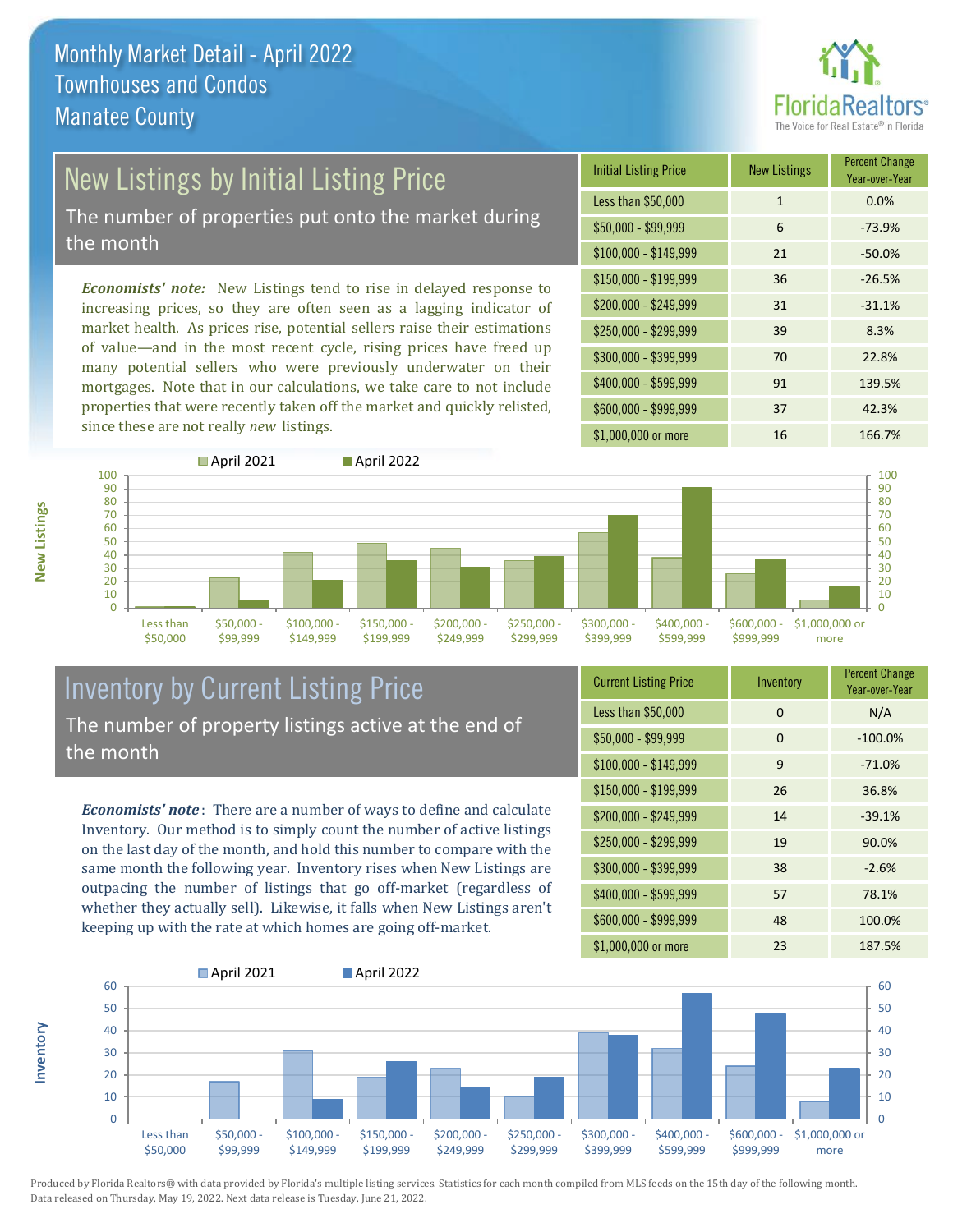# Monthly Market Detail - April 2022
## Townhouses and Condos
## Manatee County

## New Listings by Initial Listing Price

The number of properties put onto the market during the month

***Economists' note:*** New Listings tend to rise in delayed response to increasing prices, so they are often seen as a lagging indicator of market health. As prices rise, potential sellers raise their estimations of value—and in the most recent cycle, rising prices have freed up many potential sellers who were previously underwater on their mortgages. Note that in our calculations, we take care to not include properties that were recently taken off the market and quickly relisted, since these are not really *new* listings.

| Initial Listing Price | New Listings | Percent Change Year-over-Year |
|---|---|---|
| Less than $50,000 | 1 | 0.0% |
| $50,000 - $99,999 | 6 | -73.9% |
| $100,000 - $149,999 | 21 | -50.0% |
| $150,000 - $199,999 | 36 | -26.5% |
| $200,000 - $249,999 | 31 | -31.1% |
| $250,000 - $299,999 | 39 | 8.3% |
| $300,000 - $399,999 | 70 | 22.8% |
| $400,000 - $599,999 | 91 | 139.5% |
| $600,000 - $999,999 | 37 | 42.3% |
| $1,000,000 or more | 16 | 166.7% |

## Inventory by Current Listing Price

The number of property listings active at the end of the month

***Economists' note***: There are a number of ways to define and calculate Inventory. Our method is to simply count the number of active listings on the last day of the month, and hold this number to compare with the same month the following year. Inventory rises when New Listings are outpacing the number of listings that go off-market (regardless of whether they actually sell). Likewise, it falls when New Listings aren't keeping up with the rate at which homes are going off-market.

| Current Listing Price | Inventory | Percent Change Year-over-Year |
|---|---|---|
| Less than $50,000 | 0 | N/A |
| $50,000 - $99,999 | 0 | -100.0% |
| $100,000 - $149,999 | 9 | -71.0% |
| $150,000 - $199,999 | 26 | 36.8% |
| $200,000 - $249,999 | 14 | -39.1% |
| $250,000 - $299,999 | 19 | 90.0% |
| $300,000 - $399,999 | 38 | -2.6% |
| $400,000 - $599,999 | 57 | 78.1% |
| $600,000 - $999,999 | 48 | 100.0% |
| $1,000,000 or more | 23 | 187.5% |

Produced by Florida Realtors® with data provided by Florida's multiple listing services. Statistics for each month compiled from MLS feeds on the 15th day of the following month. Data released on Thursday, May 19, 2022. Next data release is Tuesday, June 21, 2022.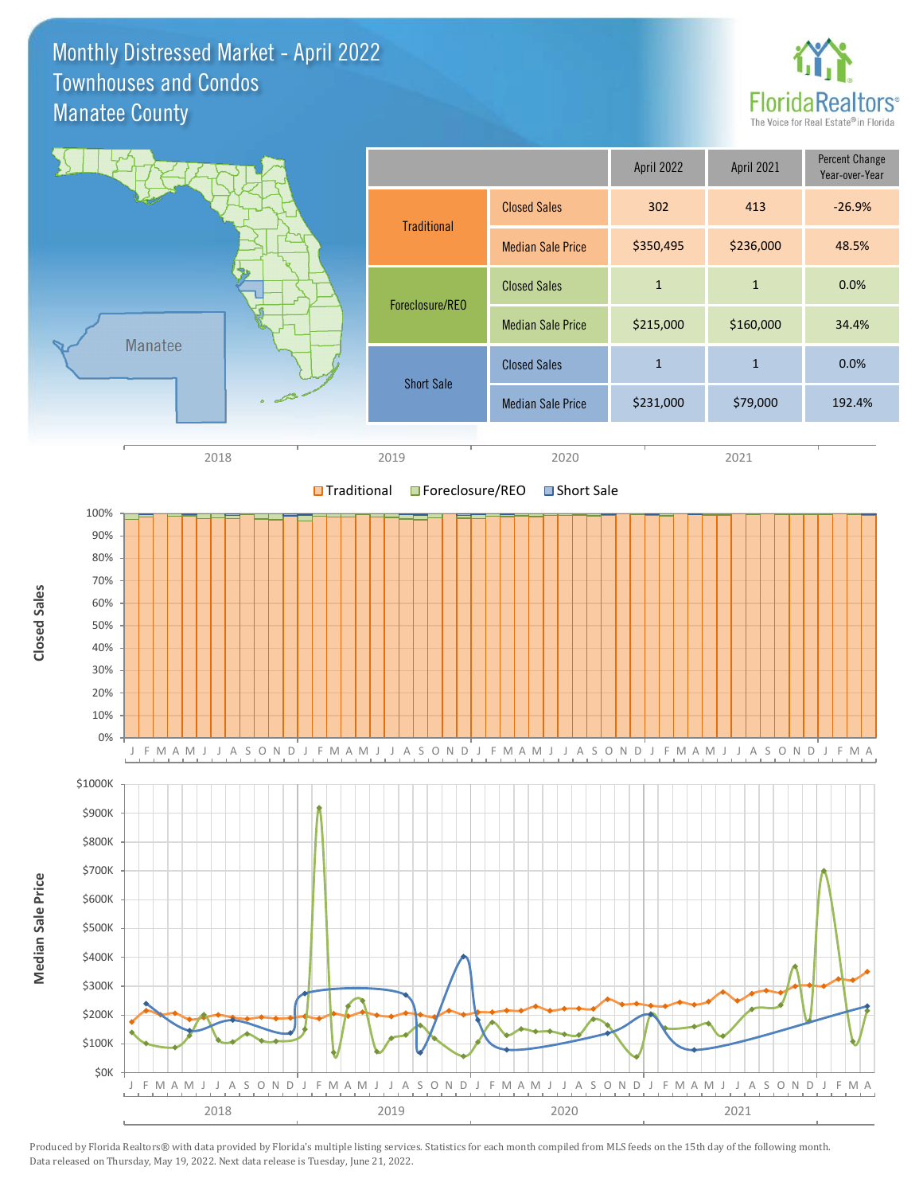# Monthly Distressed Market - April 2022
## Townhouses and Condos
## Manatee County

FloridaRealtors®
The Voice for Real Estate® in Florida

Manatee

| | | April 2022 | April 2021 | Percent Change Year-over-Year |
|---|---|---|---|---|
| Traditional | Closed Sales | 302 | 413 | -26.9% |
| | Median Sale Price | $350,495 | $236,000 | 48.5% |
| Foreclosure/REO | Closed Sales | 1 | 1 | 0.0% |
| | Median Sale Price | $215,000 | $160,000 | 34.4% |
| Short Sale | Closed Sales | 1 | 1 | 0.0% |
| | Median Sale Price | $231,000 | $79,000 | 192.4% |

2018 2019 2020 2021

Traditional Foreclosure/REO Short Sale

Closed Sales

100% 90% 80% 70% 60% 50% 40% 30% 20% 10% 0%

J F M A M J J A S O N D J F M A M J J A S O N D J F M A M J J A S O N D J F M A M J J A S O N D J F M A

Median Sale Price

$1000K $900K $800K $700K $600K $500K $400K $300K $200K $100K $0K

J F M A M J J A S O N D J F M A M J J A S O N D J F M A M J J A S O N D J F M A M J J A S O N D J F M A

2018 2019 2020 2021

Produced by Florida Realtors® with data provided by Florida's multiple listing services. Statistics for each month compiled from MLS feeds on the 15th day of the following month. Data released on Thursday, May 19, 2022. Next data release is Tuesday, June 21, 2022.